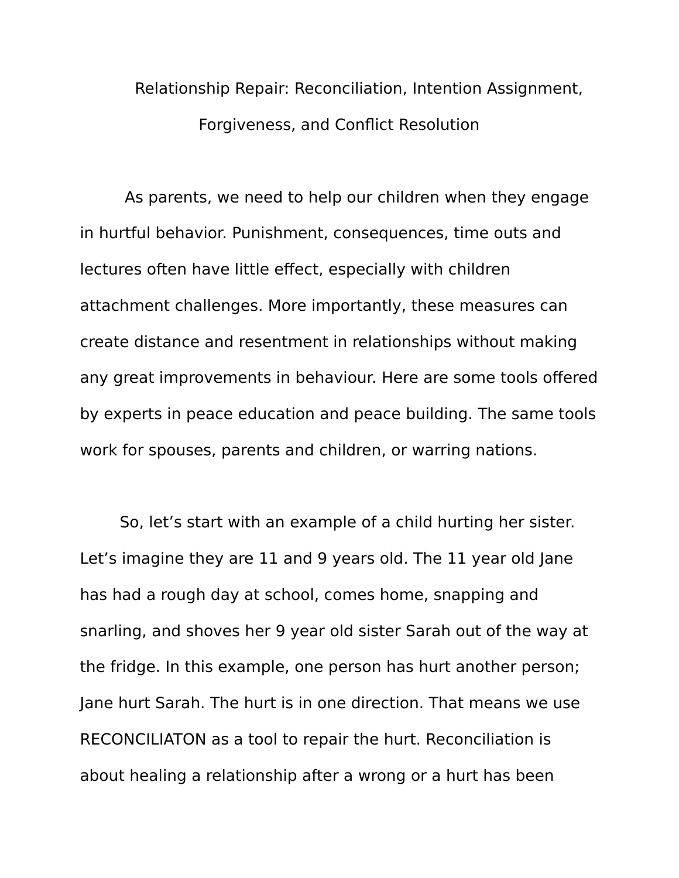# Relationship Repair: Reconciliation, Intention Assignment, Forgiveness, and Conflict Resolution

As parents, we need to help our children when they engage in hurtful behavior. Punishment, consequences, time outs and lectures often have little effect, especially with children attachment challenges. More importantly, these measures can create distance and resentment in relationships without making any great improvements in behaviour. Here are some tools offered by experts in peace education and peace building. The same tools work for spouses, parents and children, or warring nations.

So, let's start with an example of a child hurting her sister. Let's imagine they are 11 and 9 years old. The 11 year old Jane has had a rough day at school, comes home, snapping and snarling, and shoves her 9 year old sister Sarah out of the way at the fridge. In this example, one person has hurt another person; Jane hurt Sarah. The hurt is in one direction. That means we use RECONCILIATON as a tool to repair the hurt. Reconciliation is about healing a relationship after a wrong or a hurt has been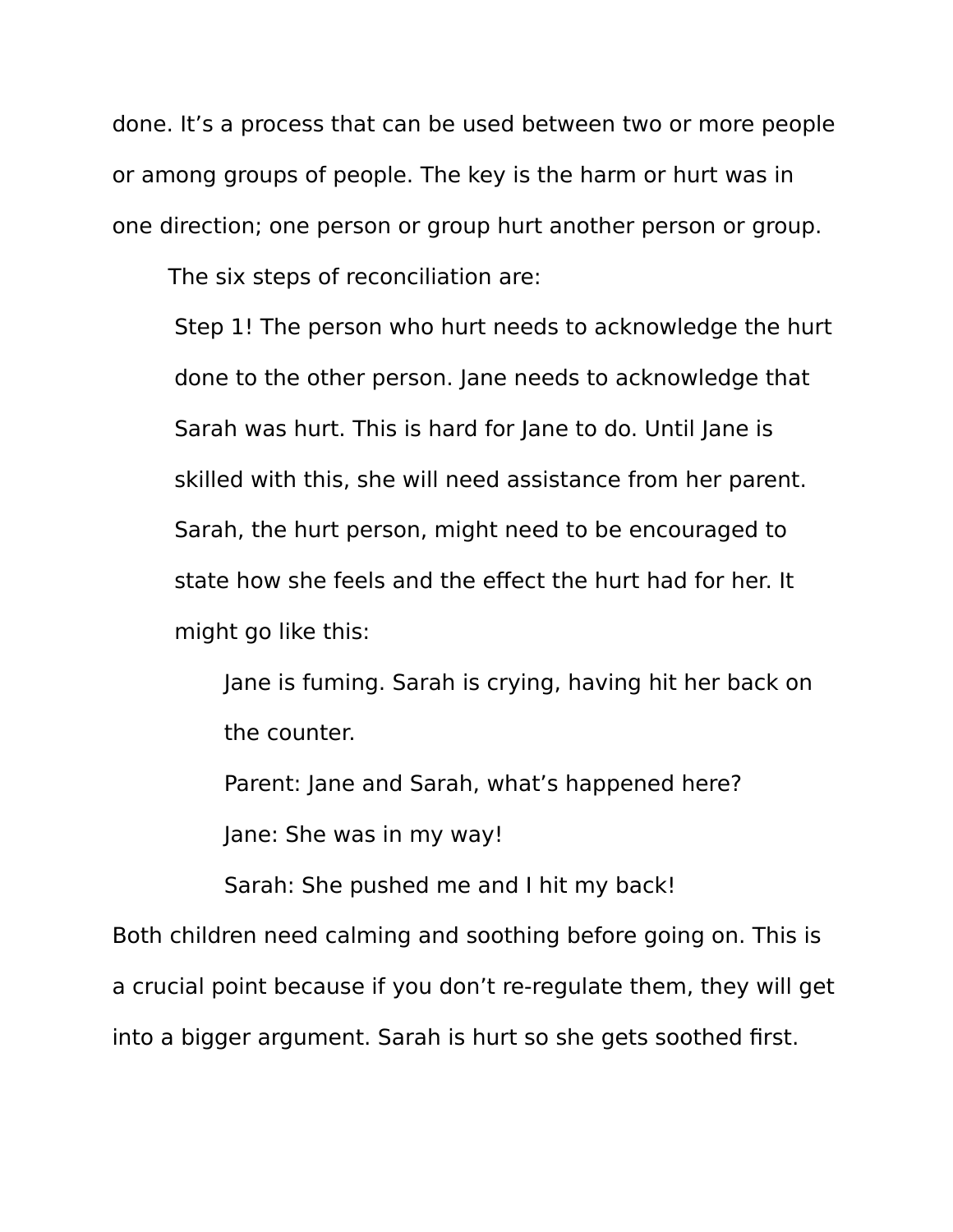done. It’s a process that can be used between two or more people or among groups of people. The key is the harm or hurt was in one direction; one person or group hurt another person or group.

The six steps of reconciliation are:

> Step 1! The person who hurt needs to acknowledge the hurt done to the other person. Jane needs to acknowledge that Sarah was hurt. This is hard for Jane to do. Until Jane is skilled with this, she will need assistance from her parent. Sarah, the hurt person, might need to be encouraged to state how she feels and the effect the hurt had for her. It might go like this:
>
> > Jane is fuming. Sarah is crying, having hit her back on the counter.
> >
> > Parent: Jane and Sarah, what’s happened here?
> >
> > Jane: She was in my way!
> >
> > Sarah: She pushed me and I hit my back!

Both children need calming and soothing before going on. This is a crucial point because if you don’t re-regulate them, they will get into a bigger argument. Sarah is hurt so she gets soothed first.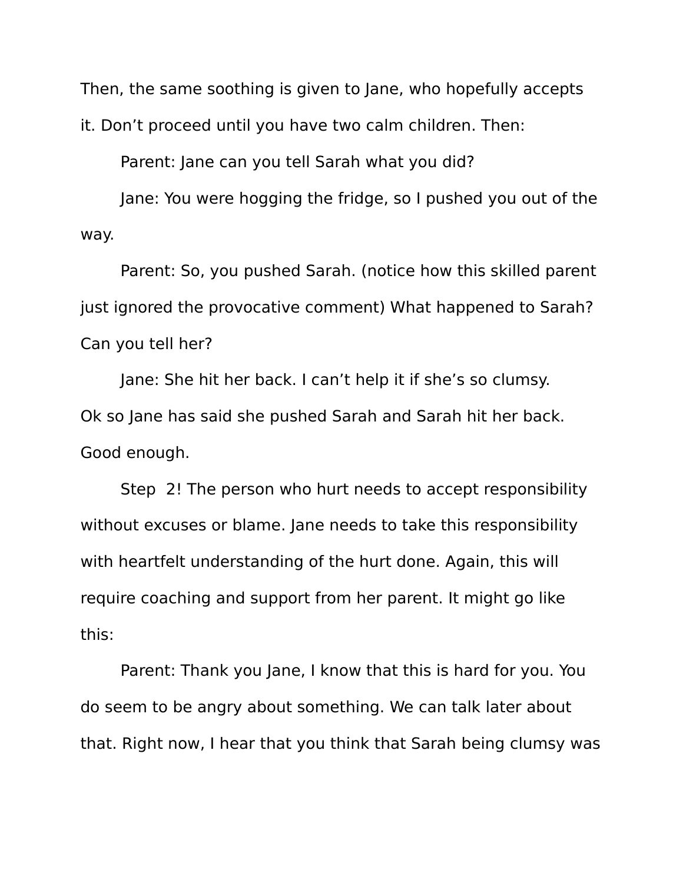Then, the same soothing is given to Jane, who hopefully accepts it. Don't proceed until you have two calm children. Then:

Parent: Jane can you tell Sarah what you did?

Jane: You were hogging the fridge, so I pushed you out of the way.

Parent: So, you pushed Sarah. (notice how this skilled parent just ignored the provocative comment) What happened to Sarah? Can you tell her?

Jane: She hit her back. I can't help it if she's so clumsy.

Ok so Jane has said she pushed Sarah and Sarah hit her back. Good enough.

Step 2! The person who hurt needs to accept responsibility without excuses or blame. Jane needs to take this responsibility with heartfelt understanding of the hurt done. Again, this will require coaching and support from her parent. It might go like this:

Parent: Thank you Jane, I know that this is hard for you. You do seem to be angry about something. We can talk later about that. Right now, I hear that you think that Sarah being clumsy was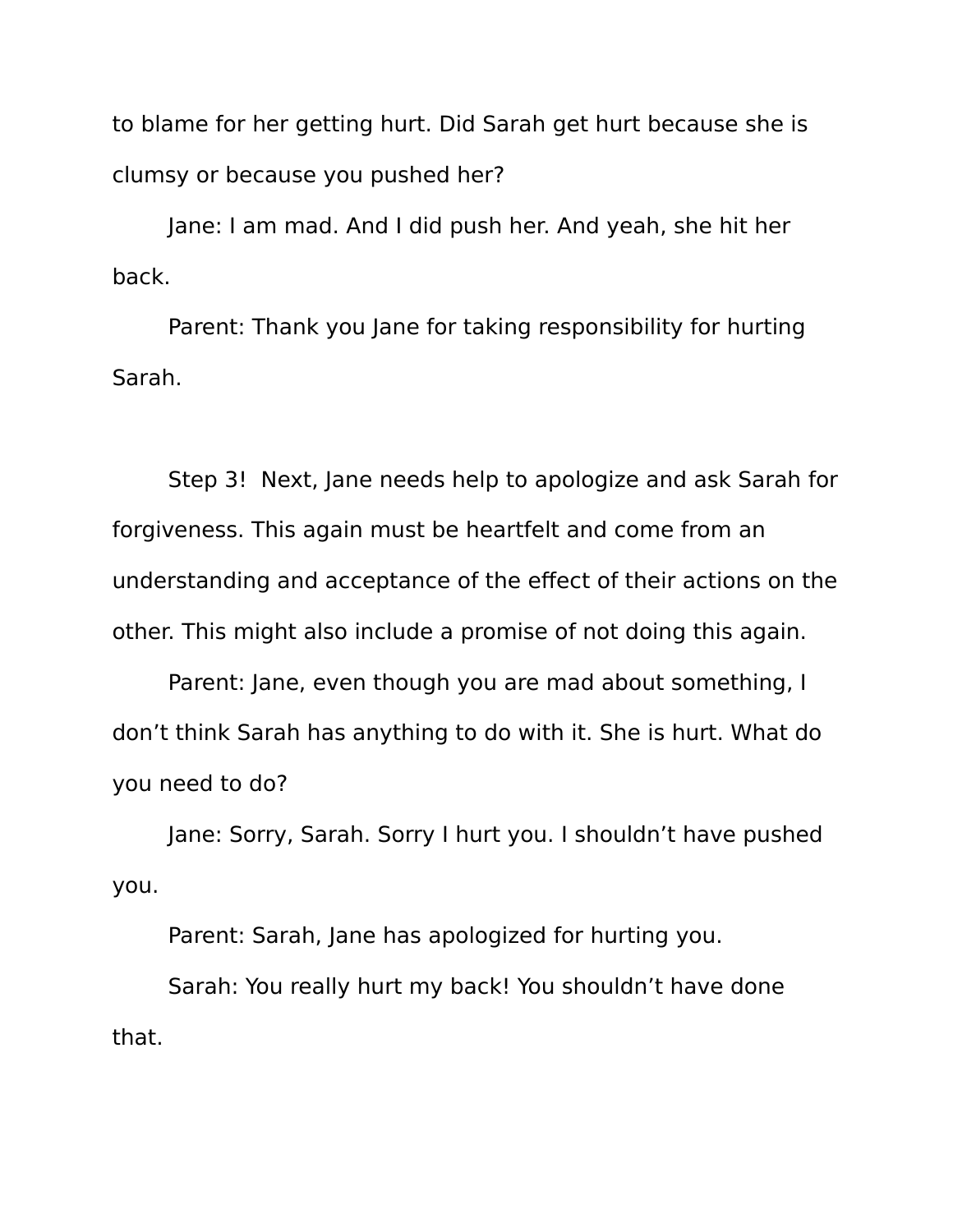to blame for her getting hurt. Did Sarah get hurt because she is clumsy or because you pushed her?

Jane: I am mad. And I did push her. And yeah, she hit her back.

Parent: Thank you Jane for taking responsibility for hurting Sarah.

Step 3! Next, Jane needs help to apologize and ask Sarah for forgiveness. This again must be heartfelt and come from an understanding and acceptance of the effect of their actions on the other. This might also include a promise of not doing this again.

Parent: Jane, even though you are mad about something, I don't think Sarah has anything to do with it. She is hurt. What do you need to do?

Jane: Sorry, Sarah. Sorry I hurt you. I shouldn't have pushed you.

Parent: Sarah, Jane has apologized for hurting you.

Sarah: You really hurt my back! You shouldn't have done that.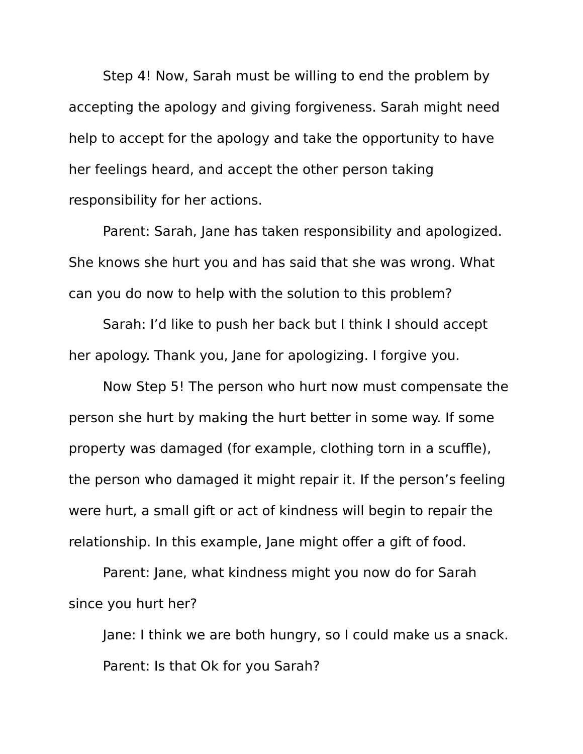Step 4! Now, Sarah must be willing to end the problem by accepting the apology and giving forgiveness. Sarah might need help to accept for the apology and take the opportunity to have her feelings heard, and accept the other person taking responsibility for her actions.

Parent: Sarah, Jane has taken responsibility and apologized. She knows she hurt you and has said that she was wrong. What can you do now to help with the solution to this problem?

Sarah: I'd like to push her back but I think I should accept her apology. Thank you, Jane for apologizing. I forgive you.

Now Step 5! The person who hurt now must compensate the person she hurt by making the hurt better in some way. If some property was damaged (for example, clothing torn in a scuffle), the person who damaged it might repair it. If the person's feeling were hurt, a small gift or act of kindness will begin to repair the relationship. In this example, Jane might offer a gift of food.

Parent: Jane, what kindness might you now do for Sarah since you hurt her?

Jane: I think we are both hungry, so I could make us a snack.

Parent: Is that Ok for you Sarah?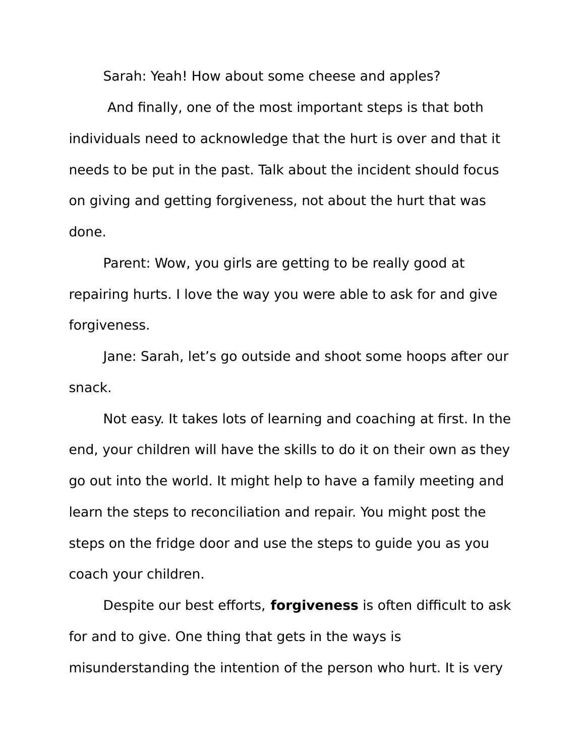Sarah: Yeah! How about some cheese and apples?

And finally, one of the most important steps is that both individuals need to acknowledge that the hurt is over and that it needs to be put in the past. Talk about the incident should focus on giving and getting forgiveness, not about the hurt that was done.

Parent: Wow, you girls are getting to be really good at repairing hurts. I love the way you were able to ask for and give forgiveness.

Jane: Sarah, let's go outside and shoot some hoops after our snack.

Not easy. It takes lots of learning and coaching at first. In the end, your children will have the skills to do it on their own as they go out into the world. It might help to have a family meeting and learn the steps to reconciliation and repair. You might post the steps on the fridge door and use the steps to guide you as you coach your children.

Despite our best efforts, **forgiveness** is often difficult to ask for and to give. One thing that gets in the ways is misunderstanding the intention of the person who hurt. It is very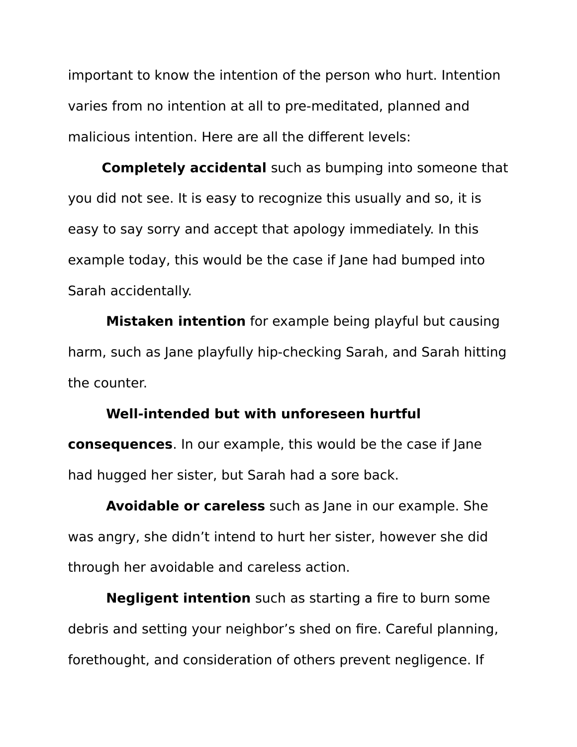important to know the intention of the person who hurt. Intention varies from no intention at all to pre-meditated, planned and malicious intention. Here are all the different levels:

**Completely accidental** such as bumping into someone that you did not see. It is easy to recognize this usually and so, it is easy to say sorry and accept that apology immediately. In this example today, this would be the case if Jane had bumped into Sarah accidentally.

**Mistaken intention** for example being playful but causing harm, such as Jane playfully hip-checking Sarah, and Sarah hitting the counter.

**Well-intended but with unforeseen hurtful consequences**. In our example, this would be the case if Jane had hugged her sister, but Sarah had a sore back.

**Avoidable or careless** such as Jane in our example. She was angry, she didn't intend to hurt her sister, however she did through her avoidable and careless action.

**Negligent intention** such as starting a fire to burn some debris and setting your neighbor's shed on fire. Careful planning, forethought, and consideration of others prevent negligence. If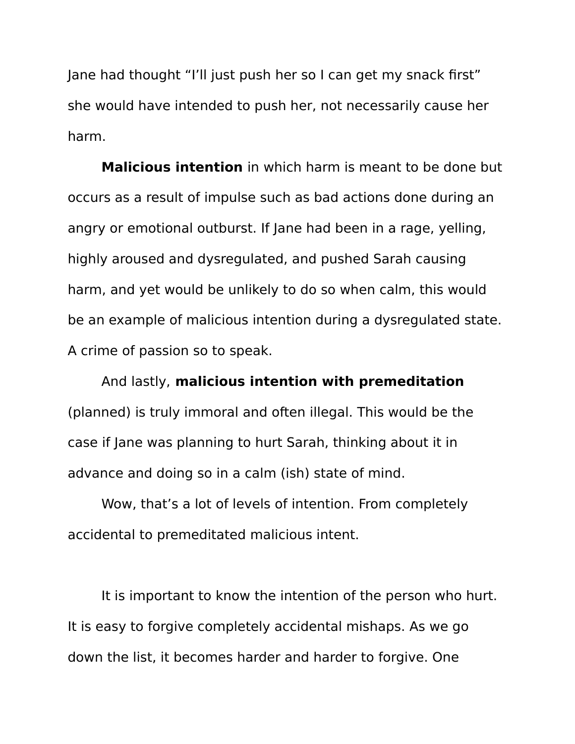Jane had thought "I'll just push her so I can get my snack first" she would have intended to push her, not necessarily cause her harm.

**Malicious intention** in which harm is meant to be done but occurs as a result of impulse such as bad actions done during an angry or emotional outburst. If Jane had been in a rage, yelling, highly aroused and dysregulated, and pushed Sarah causing harm, and yet would be unlikely to do so when calm, this would be an example of malicious intention during a dysregulated state. A crime of passion so to speak.

And lastly, **malicious intention with premeditation** (planned) is truly immoral and often illegal. This would be the case if Jane was planning to hurt Sarah, thinking about it in advance and doing so in a calm (ish) state of mind.

Wow, that's a lot of levels of intention. From completely accidental to premeditated malicious intent.

It is important to know the intention of the person who hurt. It is easy to forgive completely accidental mishaps. As we go down the list, it becomes harder and harder to forgive. One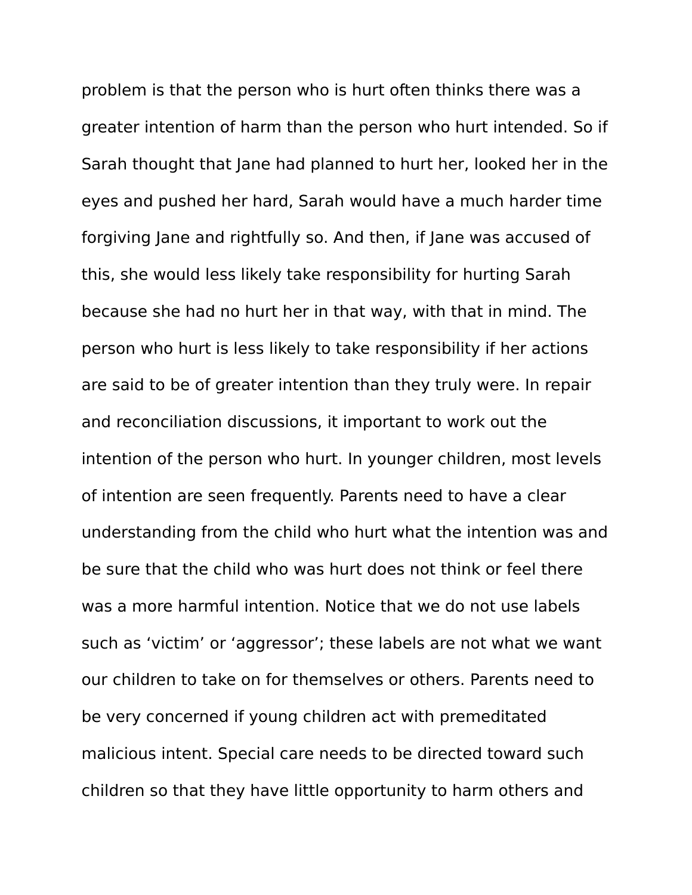problem is that the person who is hurt often thinks there was a greater intention of harm than the person who hurt intended. So if Sarah thought that Jane had planned to hurt her, looked her in the eyes and pushed her hard, Sarah would have a much harder time forgiving Jane and rightfully so. And then, if Jane was accused of this, she would less likely take responsibility for hurting Sarah because she had no hurt her in that way, with that in mind. The person who hurt is less likely to take responsibility if her actions are said to be of greater intention than they truly were. In repair and reconciliation discussions, it important to work out the intention of the person who hurt. In younger children, most levels of intention are seen frequently. Parents need to have a clear understanding from the child who hurt what the intention was and be sure that the child who was hurt does not think or feel there was a more harmful intention. Notice that we do not use labels such as ‘victim’ or ‘aggressor’; these labels are not what we want our children to take on for themselves or others. Parents need to be very concerned if young children act with premeditated malicious intent. Special care needs to be directed toward such children so that they have little opportunity to harm others and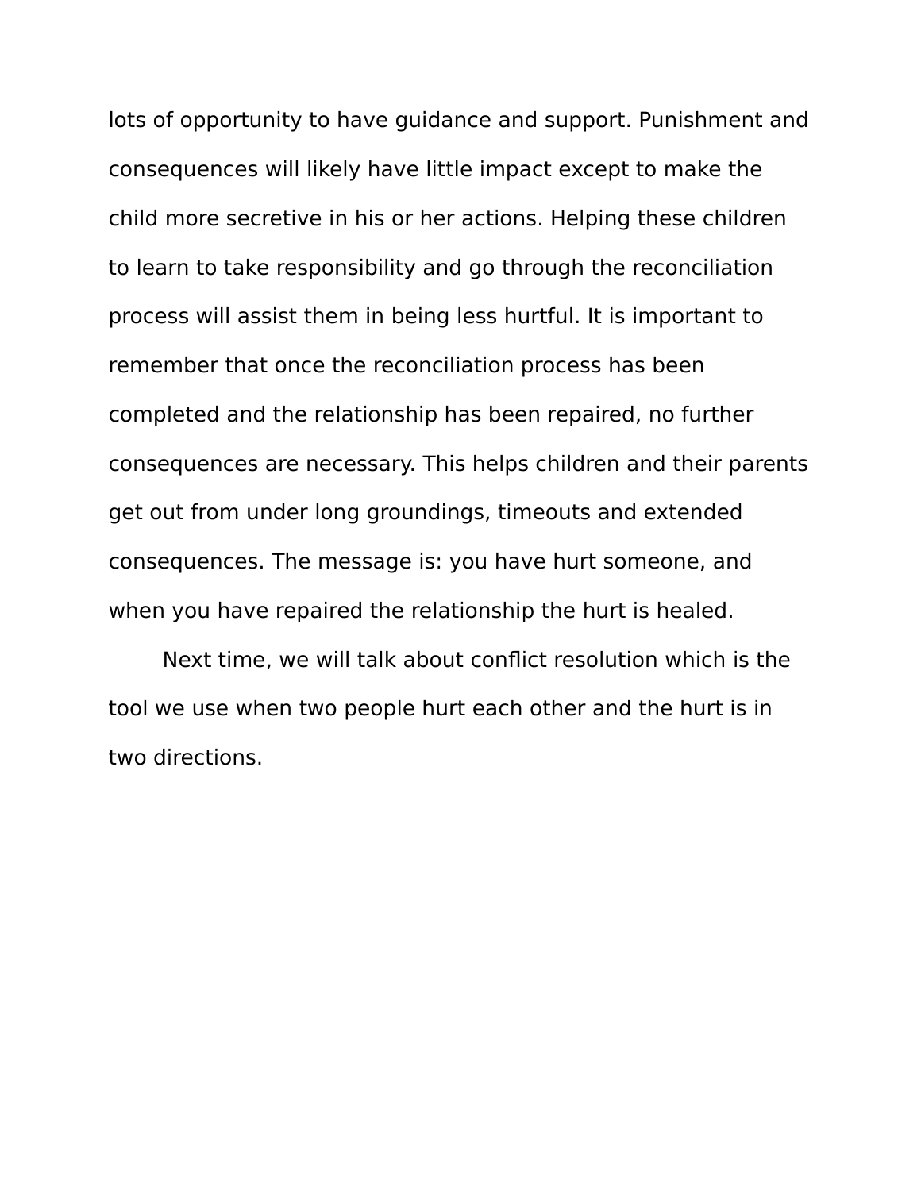lots of opportunity to have guidance and support. Punishment and consequences will likely have little impact except to make the child more secretive in his or her actions. Helping these children to learn to take responsibility and go through the reconciliation process will assist them in being less hurtful. It is important to remember that once the reconciliation process has been completed and the relationship has been repaired, no further consequences are necessary. This helps children and their parents get out from under long groundings, timeouts and extended consequences. The message is: you have hurt someone, and when you have repaired the relationship the hurt is healed.

Next time, we will talk about conflict resolution which is the tool we use when two people hurt each other and the hurt is in two directions.